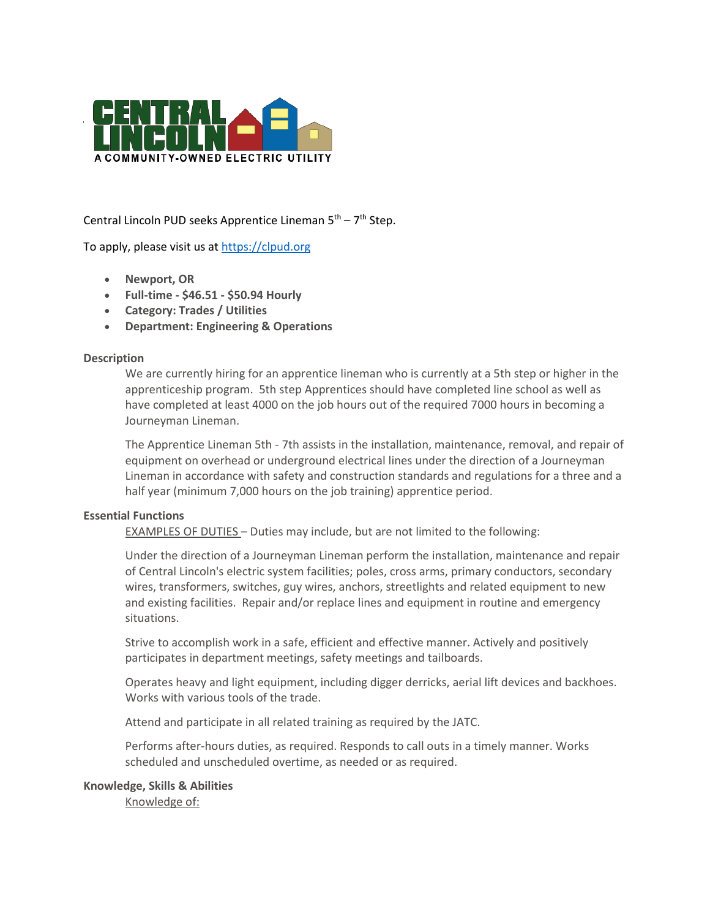CENTRAL LINCOLN

A COMMUNITY-OWNED ELECTRIC UTILITY

Central Lincoln PUD seeks Apprentice Lineman 5th – 7th Step.

To apply, please visit us at [https://clpud.org](https://clpud.org)

- **Newport, OR**
- **Full-time - $46.51 - $50.94 Hourly**
- **Category: Trades / Utilities**
- **Department: Engineering & Operations**

**Description**

We are currently hiring for an apprentice lineman who is currently at a 5th step or higher in the apprenticeship program. 5th step Apprentices should have completed line school as well as have completed at least 4000 on the job hours out of the required 7000 hours in becoming a Journeyman Lineman.

The Apprentice Lineman 5th - 7th assists in the installation, maintenance, removal, and repair of equipment on overhead or underground electrical lines under the direction of a Journeyman Lineman in accordance with safety and construction standards and regulations for a three and a half year (minimum 7,000 hours on the job training) apprentice period.

**Essential Functions**

EXAMPLES OF DUTIES – Duties may include, but are not limited to the following:

Under the direction of a Journeyman Lineman perform the installation, maintenance and repair of Central Lincoln's electric system facilities; poles, cross arms, primary conductors, secondary wires, transformers, switches, guy wires, anchors, streetlights and related equipment to new and existing facilities. Repair and/or replace lines and equipment in routine and emergency situations.

Strive to accomplish work in a safe, efficient and effective manner. Actively and positively participates in department meetings, safety meetings and tailboards.

Operates heavy and light equipment, including digger derricks, aerial lift devices and backhoes. Works with various tools of the trade.

Attend and participate in all related training as required by the JATC.

Performs after-hours duties, as required. Responds to call outs in a timely manner. Works scheduled and unscheduled overtime, as needed or as required.

**Knowledge, Skills & Abilities**

Knowledge of: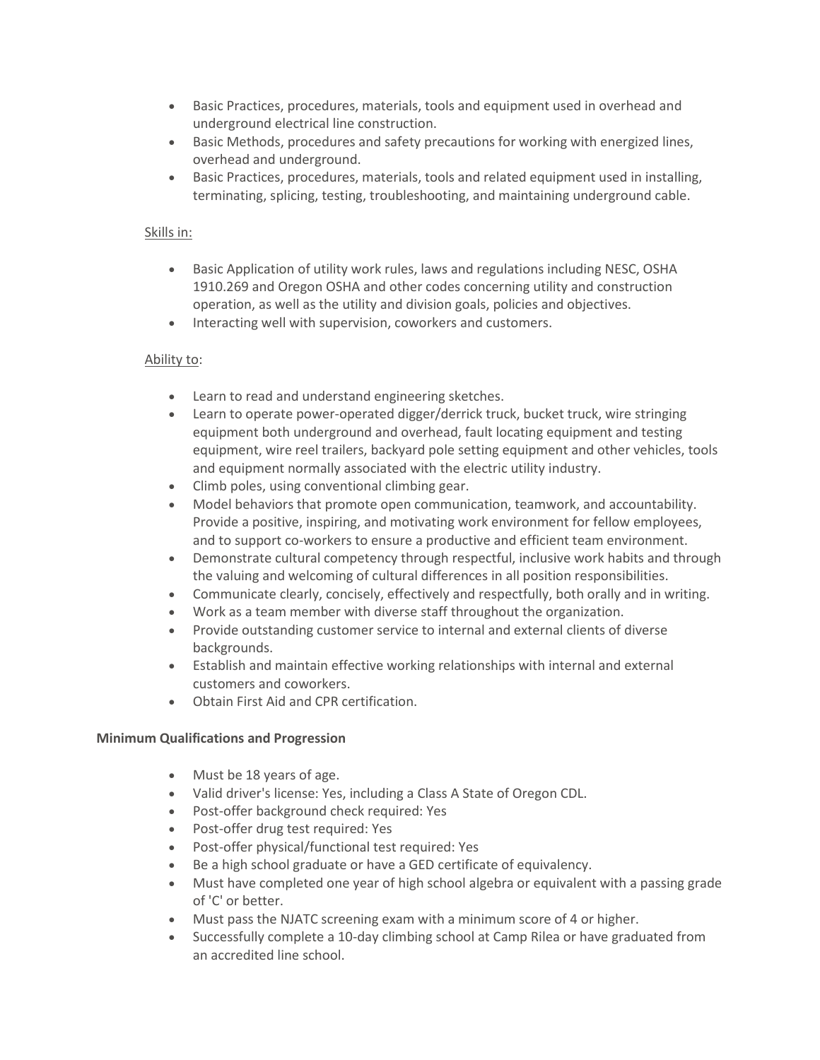- Basic Practices, procedures, materials, tools and equipment used in overhead and underground electrical line construction.
- Basic Methods, procedures and safety precautions for working with energized lines, overhead and underground.
- Basic Practices, procedures, materials, tools and related equipment used in installing, terminating, splicing, testing, troubleshooting, and maintaining underground cable.

Skills in:

- Basic Application of utility work rules, laws and regulations including NESC, OSHA 1910.269 and Oregon OSHA and other codes concerning utility and construction operation, as well as the utility and division goals, policies and objectives.
- Interacting well with supervision, coworkers and customers.

Ability to:

- Learn to read and understand engineering sketches.
- Learn to operate power-operated digger/derrick truck, bucket truck, wire stringing equipment both underground and overhead, fault locating equipment and testing equipment, wire reel trailers, backyard pole setting equipment and other vehicles, tools and equipment normally associated with the electric utility industry.
- Climb poles, using conventional climbing gear.
- Model behaviors that promote open communication, teamwork, and accountability. Provide a positive, inspiring, and motivating work environment for fellow employees, and to support co-workers to ensure a productive and efficient team environment.
- Demonstrate cultural competency through respectful, inclusive work habits and through the valuing and welcoming of cultural differences in all position responsibilities.
- Communicate clearly, concisely, effectively and respectfully, both orally and in writing.
- Work as a team member with diverse staff throughout the organization.
- Provide outstanding customer service to internal and external clients of diverse backgrounds.
- Establish and maintain effective working relationships with internal and external customers and coworkers.
- Obtain First Aid and CPR certification.

**Minimum Qualifications and Progression**

- Must be 18 years of age.
- Valid driver's license: Yes, including a Class A State of Oregon CDL.
- Post-offer background check required: Yes
- Post-offer drug test required: Yes
- Post-offer physical/functional test required: Yes
- Be a high school graduate or have a GED certificate of equivalency.
- Must have completed one year of high school algebra or equivalent with a passing grade of 'C' or better.
- Must pass the NJATC screening exam with a minimum score of 4 or higher.
- Successfully complete a 10-day climbing school at Camp Rilea or have graduated from an accredited line school.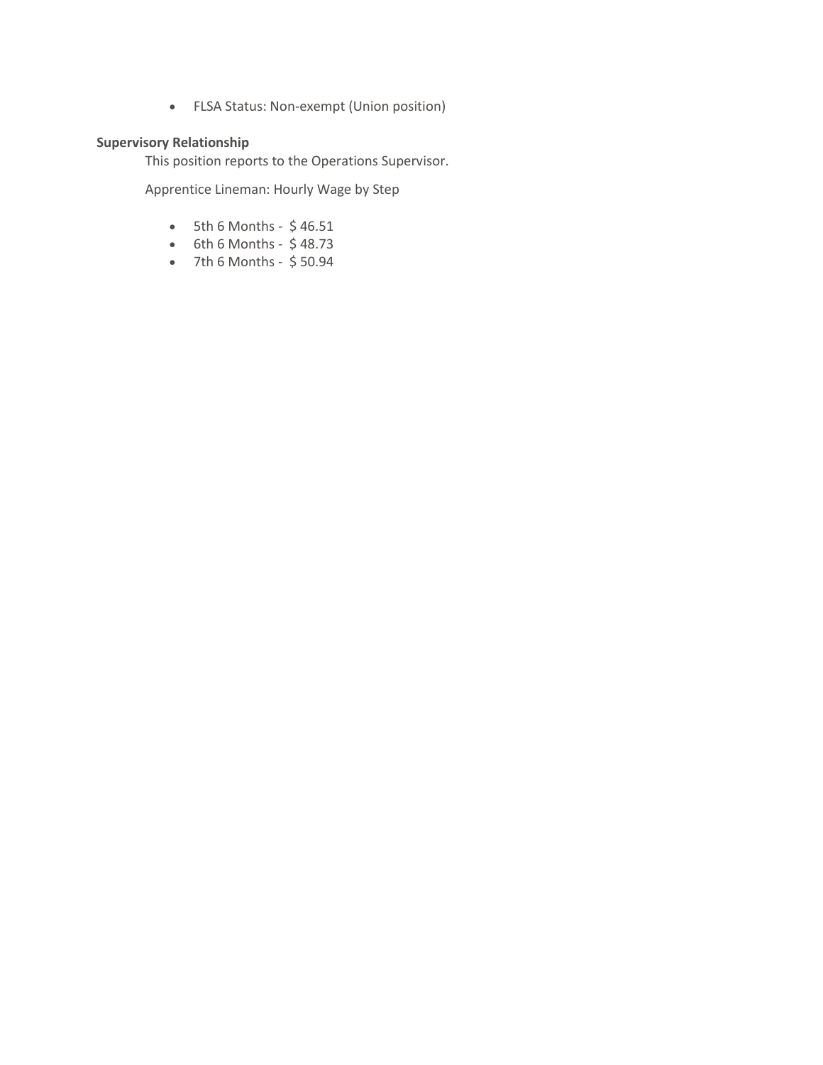- FLSA Status: Non-exempt (Union position)

**Supervisory Relationship**

This position reports to the Operations Supervisor.

Apprentice Lineman: Hourly Wage by Step

- 5th 6 Months - $ 46.51
- 6th 6 Months - $ 48.73
- 7th 6 Months - $ 50.94